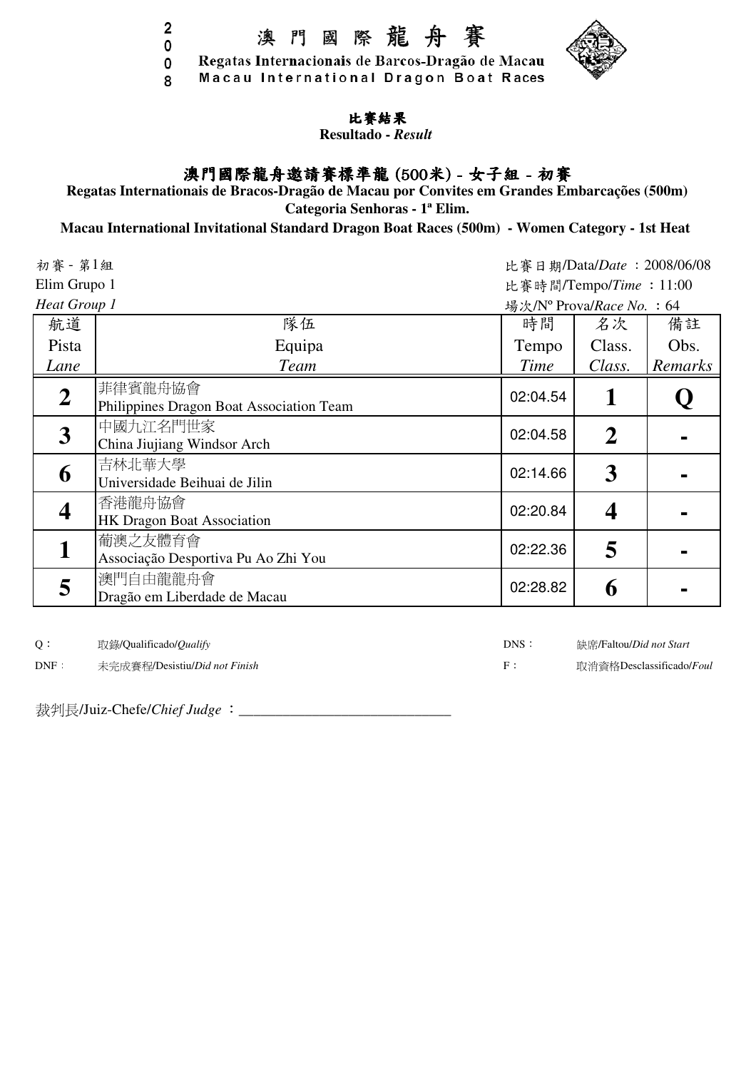2008

# 澳門國際龍舟賽

Regatas Internacionais de Barcos-Dragão de Macau
Macau International Dragon Boat Races

## 比賽結果
**Resultado - *Result***

## 澳門國際龍舟邀請賽標準龍 (500米) - 女子組 - 初賽

**Regatas Internationais de Bracos-Dragão de Macau por Convites em Grandes Embarcações (500m)**
**Categoria Senhoras - 1ª Elim.**
**Macau International Invitational Standard Dragon Boat Races (500m) - Women Category - 1st Heat**

初賽 - 第1組
Elim Grupo 1
*Heat Group 1*

比賽日期/Data/*Date* ：2008/06/08
比賽時間/Tempo/*Time* ：11:00
場次/Nº Prova/*Race No.* ：64

| 航道<br>Pista<br>*Lane* | 隊伍<br>Equipa<br>*Team* | 時間<br>Tempo<br>*Time* | 名次<br>Class.<br>*Class.* | 備註<br>Obs.<br>*Remarks* |
|---|---|---|---|---|
| **2** | 菲律賓龍舟協會<br>Philippines Dragon Boat Association Team | 02:04.54 | **1** | **Q** |
| **3** | 中國九江名門世家<br>China Jiujiang Windsor Arch | 02:04.58 | **2** | - |
| **6** | 吉林北華大學<br>Universidade Beihuai de Jilin | 02:14.66 | **3** | - |
| **4** | 香港龍舟協會<br>HK Dragon Boat Association | 02:20.84 | **4** | - |
| **1** | 葡澳之友體育會<br>Associação Desportiva Pu Ao Zhi You | 02:22.36 | **5** | - |
| **5** | 澳門自由龍龍舟會<br>Dragão em Liberdade de Macau | 02:28.82 | **6** | - |

Q： 取錄/Qualificado/*Qualify*
DNS： 缺席/Faltou/*Did not Start*
DNF： 未完成賽程/Desistiu/*Did not Finish*
F： 取消資格Desclassificado/*Foul*

裁判長/Juiz-Chefe/*Chief Judge* ：______________________________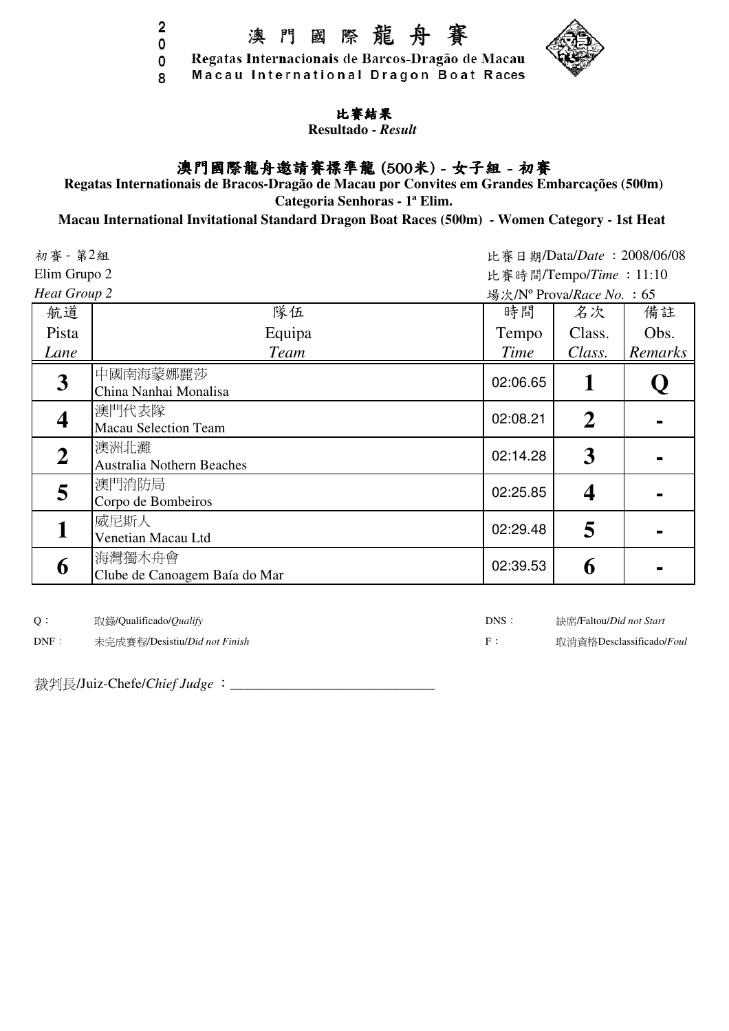2008

# 澳門國際龍舟賽

Regatas Internacionais de Barcos-Dragão de Macau

Macau International Dragon Boat Races

## 比賽結果

**Resultado - *Result***

## 澳門國際龍舟邀請賽標準龍 (500米) - 女子組 - 初賽

**Regatas Internationais de Bracos-Dragão de Macau por Convites em Grandes Embarcações (500m)**

**Categoria Senhoras - 1ª Elim.**

**Macau International Invitational Standard Dragon Boat Races (500m) - Women Category - 1st Heat**

初賽 - 第2組
Elim Grupo 2
*Heat Group 2*

比賽日期/Data/*Date* ：2008/06/08
比賽時間/Tempo/*Time* ：11:10
場次/Nº Prova/*Race No.* ：65

| 航道<br>Pista<br>*Lane* | 隊伍<br>Equipa<br>*Team* | 時間<br>Tempo<br>*Time* | 名次<br>Class.<br>*Class.* | 備註<br>Obs.<br>*Remarks* |
|---|---|---|---|---|
| 3 | 中國南海蒙娜麗莎<br>China Nanhai Monalisa | 02:06.65 | 1 | Q |
| 4 | 澳門代表隊<br>Macau Selection Team | 02:08.21 | 2 | - |
| 2 | 澳洲北灘<br>Australia Nothern Beaches | 02:14.28 | 3 | - |
| 5 | 澳門消防局<br>Corpo de Bombeiros | 02:25.85 | 4 | - |
| 1 | 威尼斯人<br>Venetian Macau Ltd | 02:29.48 | 5 | - |
| 6 | 海灣獨木舟會<br>Clube de Canoagem Baía do Mar | 02:39.53 | 6 | - |

Q： 取錄/Qualificado/*Qualify*

DNS： 缺席/Faltou/*Did not Start*

DNF： 未完成賽程/Desistiu/*Did not Finish*

F： 取消資格Desclassificado/*Foul*

裁判長/Juiz-Chefe/*Chief Judge* ：______________________________